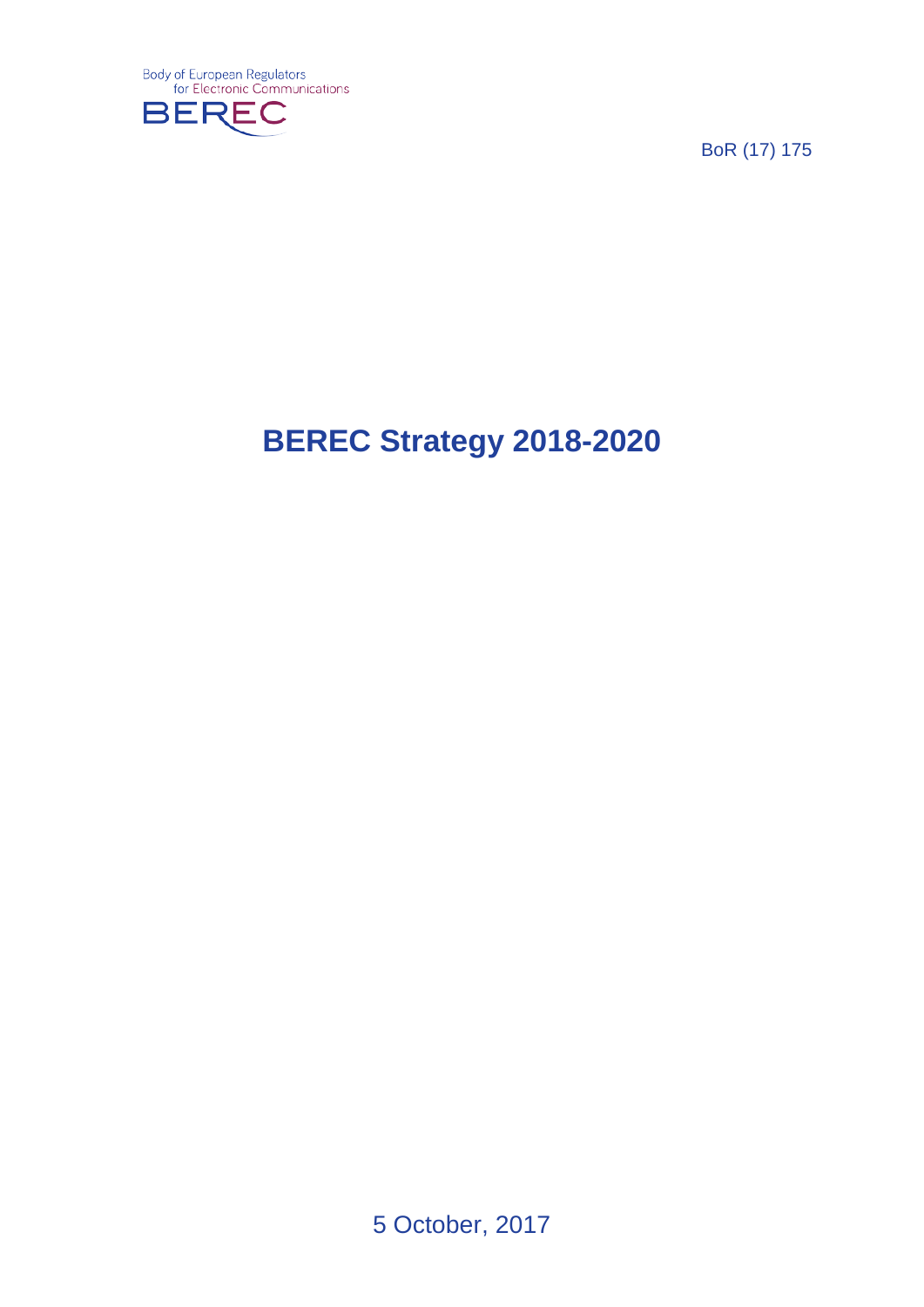Body of European Regulators for Electronic Communications

BEREC

BoR (17) 175

# BEREC Strategy 2018-2020

5 October, 2017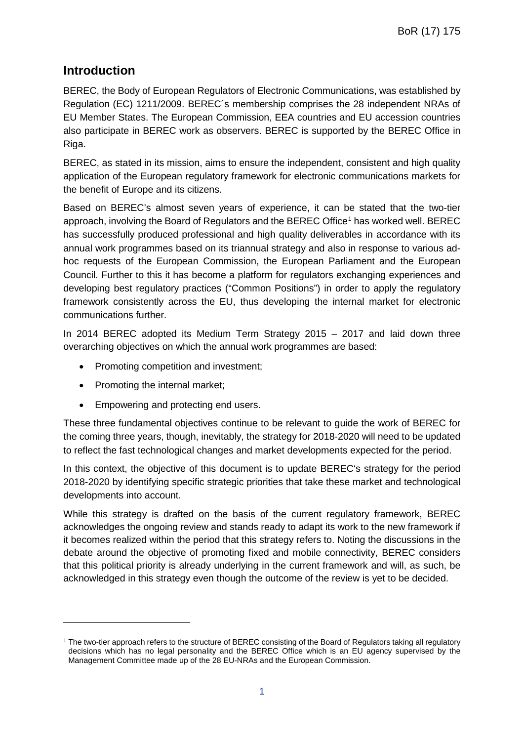## Introduction

BEREC, the Body of European Regulators of Electronic Communications, was established by Regulation (EC) 1211/2009. BEREC´s membership comprises the 28 independent NRAs of EU Member States. The European Commission, EEA countries and EU accession countries also participate in BEREC work as observers. BEREC is supported by the BEREC Office in Riga.

BEREC, as stated in its mission, aims to ensure the independent, consistent and high quality application of the European regulatory framework for electronic communications markets for the benefit of Europe and its citizens.

Based on BEREC's almost seven years of experience, it can be stated that the two-tier approach, involving the Board of Regulators and the BEREC Office[1] has worked well. BEREC has successfully produced professional and high quality deliverables in accordance with its annual work programmes based on its triannual strategy and also in response to various ad-hoc requests of the European Commission, the European Parliament and the European Council. Further to this it has become a platform for regulators exchanging experiences and developing best regulatory practices ("Common Positions") in order to apply the regulatory framework consistently across the EU, thus developing the internal market for electronic communications further.

In 2014 BEREC adopted its Medium Term Strategy 2015 – 2017 and laid down three overarching objectives on which the annual work programmes are based:

- Promoting competition and investment;
- Promoting the internal market;
- Empowering and protecting end users.

These three fundamental objectives continue to be relevant to guide the work of BEREC for the coming three years, though, inevitably, the strategy for 2018-2020 will need to be updated to reflect the fast technological changes and market developments expected for the period.

In this context, the objective of this document is to update BEREC's strategy for the period 2018-2020 by identifying specific strategic priorities that take these market and technological developments into account.

While this strategy is drafted on the basis of the current regulatory framework, BEREC acknowledges the ongoing review and stands ready to adapt its work to the new framework if it becomes realized within the period that this strategy refers to. Noting the discussions in the debate around the objective of promoting fixed and mobile connectivity, BEREC considers that this political priority is already underlying in the current framework and will, as such, be acknowledged in this strategy even though the outcome of the review is yet to be decided.

---

[1] The two-tier approach refers to the structure of BEREC consisting of the Board of Regulators taking all regulatory decisions which has no legal personality and the BEREC Office which is an EU agency supervised by the Management Committee made up of the 28 EU-NRAs and the European Commission.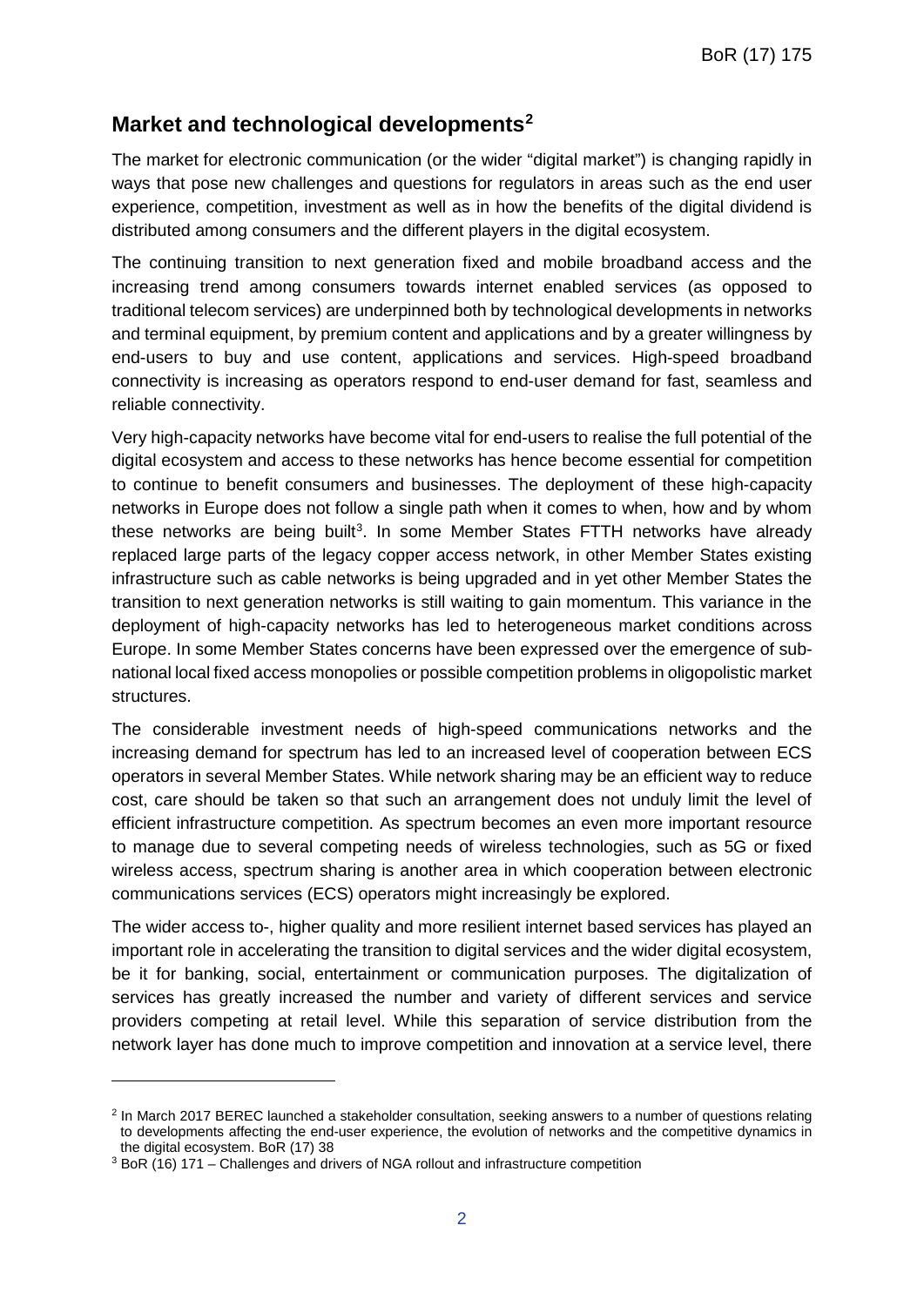## Market and technological developments[2]

The market for electronic communication (or the wider "digital market") is changing rapidly in ways that pose new challenges and questions for regulators in areas such as the end user experience, competition, investment as well as in how the benefits of the digital dividend is distributed among consumers and the different players in the digital ecosystem.

The continuing transition to next generation fixed and mobile broadband access and the increasing trend among consumers towards internet enabled services (as opposed to traditional telecom services) are underpinned both by technological developments in networks and terminal equipment, by premium content and applications and by a greater willingness by end-users to buy and use content, applications and services. High-speed broadband connectivity is increasing as operators respond to end-user demand for fast, seamless and reliable connectivity.

Very high-capacity networks have become vital for end-users to realise the full potential of the digital ecosystem and access to these networks has hence become essential for competition to continue to benefit consumers and businesses. The deployment of these high-capacity networks in Europe does not follow a single path when it comes to when, how and by whom these networks are being built[3]. In some Member States FTTH networks have already replaced large parts of the legacy copper access network, in other Member States existing infrastructure such as cable networks is being upgraded and in yet other Member States the transition to next generation networks is still waiting to gain momentum. This variance in the deployment of high-capacity networks has led to heterogeneous market conditions across Europe. In some Member States concerns have been expressed over the emergence of sub-national local fixed access monopolies or possible competition problems in oligopolistic market structures.

The considerable investment needs of high-speed communications networks and the increasing demand for spectrum has led to an increased level of cooperation between ECS operators in several Member States. While network sharing may be an efficient way to reduce cost, care should be taken so that such an arrangement does not unduly limit the level of efficient infrastructure competition. As spectrum becomes an even more important resource to manage due to several competing needs of wireless technologies, such as 5G or fixed wireless access, spectrum sharing is another area in which cooperation between electronic communications services (ECS) operators might increasingly be explored.

The wider access to-, higher quality and more resilient internet based services has played an important role in accelerating the transition to digital services and the wider digital ecosystem, be it for banking, social, entertainment or communication purposes. The digitalization of services has greatly increased the number and variety of different services and service providers competing at retail level. While this separation of service distribution from the network layer has done much to improve competition and innovation at a service level, there

---

[2] In March 2017 BEREC launched a stakeholder consultation, seeking answers to a number of questions relating to developments affecting the end-user experience, the evolution of networks and the competitive dynamics in the digital ecosystem. BoR (17) 38

[3] BoR (16) 171 – Challenges and drivers of NGA rollout and infrastructure competition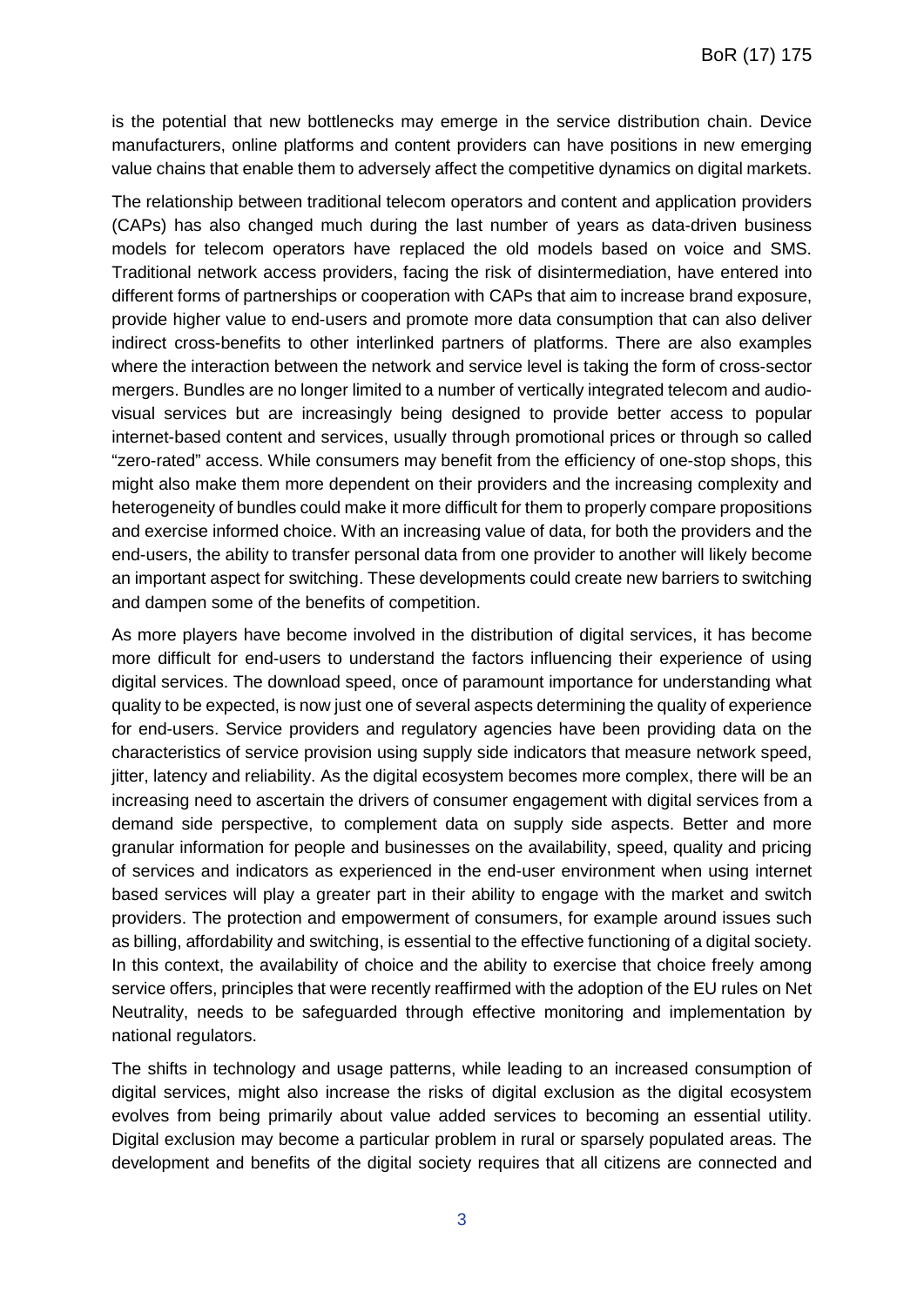is the potential that new bottlenecks may emerge in the service distribution chain. Device manufacturers, online platforms and content providers can have positions in new emerging value chains that enable them to adversely affect the competitive dynamics on digital markets.

The relationship between traditional telecom operators and content and application providers (CAPs) has also changed much during the last number of years as data-driven business models for telecom operators have replaced the old models based on voice and SMS. Traditional network access providers, facing the risk of disintermediation, have entered into different forms of partnerships or cooperation with CAPs that aim to increase brand exposure, provide higher value to end-users and promote more data consumption that can also deliver indirect cross-benefits to other interlinked partners of platforms. There are also examples where the interaction between the network and service level is taking the form of cross-sector mergers. Bundles are no longer limited to a number of vertically integrated telecom and audio-visual services but are increasingly being designed to provide better access to popular internet-based content and services, usually through promotional prices or through so called "zero-rated" access. While consumers may benefit from the efficiency of one-stop shops, this might also make them more dependent on their providers and the increasing complexity and heterogeneity of bundles could make it more difficult for them to properly compare propositions and exercise informed choice. With an increasing value of data, for both the providers and the end-users, the ability to transfer personal data from one provider to another will likely become an important aspect for switching. These developments could create new barriers to switching and dampen some of the benefits of competition.

As more players have become involved in the distribution of digital services, it has become more difficult for end-users to understand the factors influencing their experience of using digital services. The download speed, once of paramount importance for understanding what quality to be expected, is now just one of several aspects determining the quality of experience for end-users. Service providers and regulatory agencies have been providing data on the characteristics of service provision using supply side indicators that measure network speed, jitter, latency and reliability. As the digital ecosystem becomes more complex, there will be an increasing need to ascertain the drivers of consumer engagement with digital services from a demand side perspective, to complement data on supply side aspects. Better and more granular information for people and businesses on the availability, speed, quality and pricing of services and indicators as experienced in the end-user environment when using internet based services will play a greater part in their ability to engage with the market and switch providers. The protection and empowerment of consumers, for example around issues such as billing, affordability and switching, is essential to the effective functioning of a digital society. In this context, the availability of choice and the ability to exercise that choice freely among service offers, principles that were recently reaffirmed with the adoption of the EU rules on Net Neutrality, needs to be safeguarded through effective monitoring and implementation by national regulators.

The shifts in technology and usage patterns, while leading to an increased consumption of digital services, might also increase the risks of digital exclusion as the digital ecosystem evolves from being primarily about value added services to becoming an essential utility. Digital exclusion may become a particular problem in rural or sparsely populated areas. The development and benefits of the digital society requires that all citizens are connected and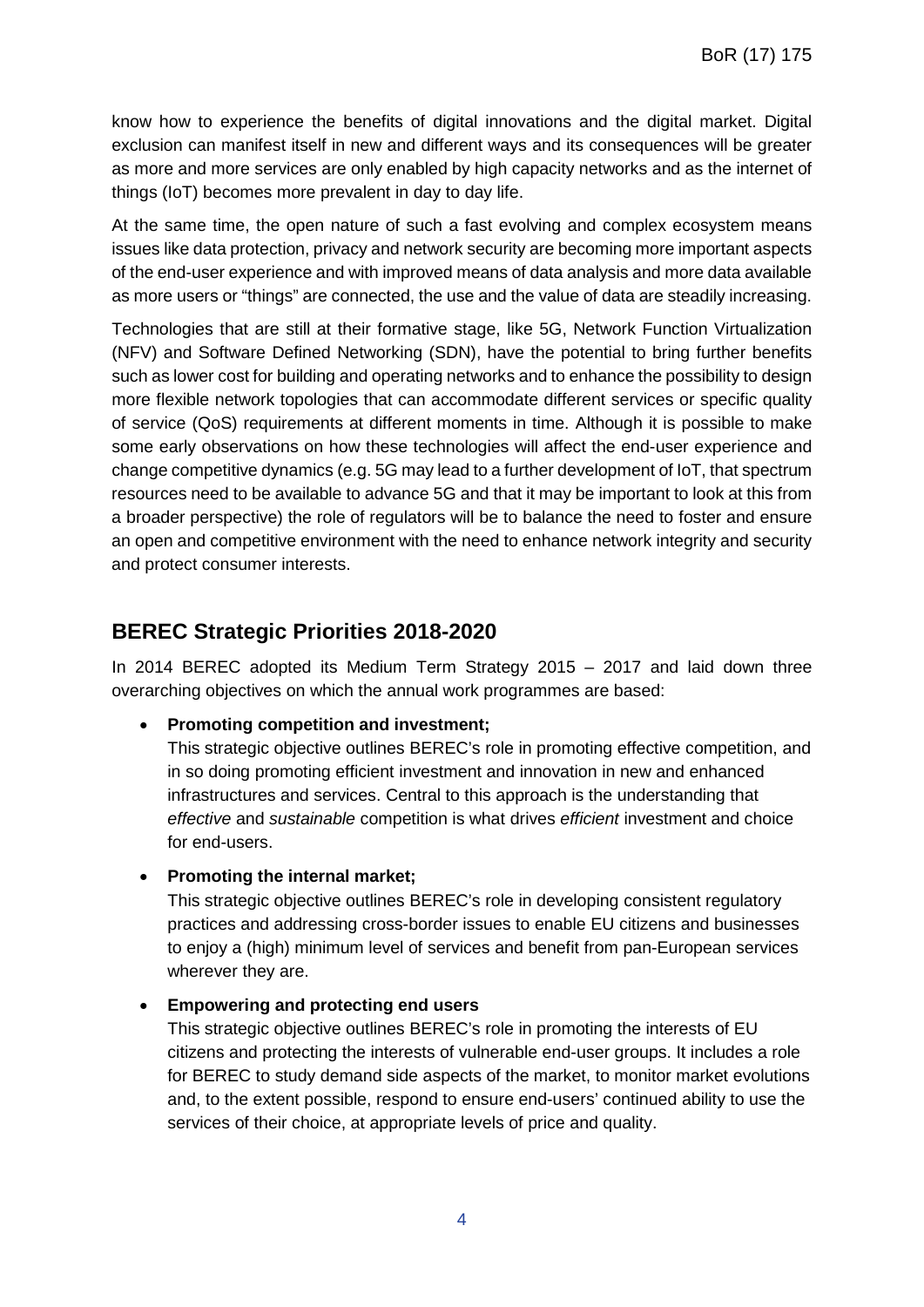know how to experience the benefits of digital innovations and the digital market. Digital exclusion can manifest itself in new and different ways and its consequences will be greater as more and more services are only enabled by high capacity networks and as the internet of things (IoT) becomes more prevalent in day to day life.

At the same time, the open nature of such a fast evolving and complex ecosystem means issues like data protection, privacy and network security are becoming more important aspects of the end-user experience and with improved means of data analysis and more data available as more users or "things" are connected, the use and the value of data are steadily increasing.

Technologies that are still at their formative stage, like 5G, Network Function Virtualization (NFV) and Software Defined Networking (SDN), have the potential to bring further benefits such as lower cost for building and operating networks and to enhance the possibility to design more flexible network topologies that can accommodate different services or specific quality of service (QoS) requirements at different moments in time. Although it is possible to make some early observations on how these technologies will affect the end-user experience and change competitive dynamics (e.g. 5G may lead to a further development of IoT, that spectrum resources need to be available to advance 5G and that it may be important to look at this from a broader perspective) the role of regulators will be to balance the need to foster and ensure an open and competitive environment with the need to enhance network integrity and security and protect consumer interests.

## BEREC Strategic Priorities 2018-2020

In 2014 BEREC adopted its Medium Term Strategy 2015 – 2017 and laid down three overarching objectives on which the annual work programmes are based:

- **Promoting competition and investment;**
  This strategic objective outlines BEREC's role in promoting effective competition, and in so doing promoting efficient investment and innovation in new and enhanced infrastructures and services. Central to this approach is the understanding that *effective* and *sustainable* competition is what drives *efficient* investment and choice for end-users.

- **Promoting the internal market;**
  This strategic objective outlines BEREC's role in developing consistent regulatory practices and addressing cross-border issues to enable EU citizens and businesses to enjoy a (high) minimum level of services and benefit from pan-European services wherever they are.

- **Empowering and protecting end users**
  This strategic objective outlines BEREC's role in promoting the interests of EU citizens and protecting the interests of vulnerable end-user groups. It includes a role for BEREC to study demand side aspects of the market, to monitor market evolutions and, to the extent possible, respond to ensure end-users' continued ability to use the services of their choice, at appropriate levels of price and quality.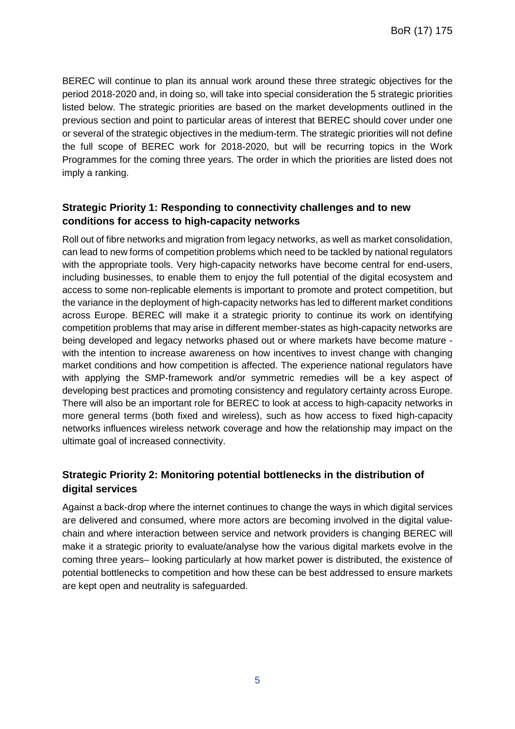BEREC will continue to plan its annual work around these three strategic objectives for the period 2018-2020 and, in doing so, will take into special consideration the 5 strategic priorities listed below. The strategic priorities are based on the market developments outlined in the previous section and point to particular areas of interest that BEREC should cover under one or several of the strategic objectives in the medium-term. The strategic priorities will not define the full scope of BEREC work for 2018-2020, but will be recurring topics in the Work Programmes for the coming three years. The order in which the priorities are listed does not imply a ranking.

### Strategic Priority 1: Responding to connectivity challenges and to new conditions for access to high-capacity networks

Roll out of fibre networks and migration from legacy networks, as well as market consolidation, can lead to new forms of competition problems which need to be tackled by national regulators with the appropriate tools. Very high-capacity networks have become central for end-users, including businesses, to enable them to enjoy the full potential of the digital ecosystem and access to some non-replicable elements is important to promote and protect competition, but the variance in the deployment of high-capacity networks has led to different market conditions across Europe. BEREC will make it a strategic priority to continue its work on identifying competition problems that may arise in different member-states as high-capacity networks are being developed and legacy networks phased out or where markets have become mature - with the intention to increase awareness on how incentives to invest change with changing market conditions and how competition is affected. The experience national regulators have with applying the SMP-framework and/or symmetric remedies will be a key aspect of developing best practices and promoting consistency and regulatory certainty across Europe. There will also be an important role for BEREC to look at access to high-capacity networks in more general terms (both fixed and wireless), such as how access to fixed high-capacity networks influences wireless network coverage and how the relationship may impact on the ultimate goal of increased connectivity.

### Strategic Priority 2: Monitoring potential bottlenecks in the distribution of digital services

Against a back-drop where the internet continues to change the ways in which digital services are delivered and consumed, where more actors are becoming involved in the digital value-chain and where interaction between service and network providers is changing BEREC will make it a strategic priority to evaluate/analyse how the various digital markets evolve in the coming three years– looking particularly at how market power is distributed, the existence of potential bottlenecks to competition and how these can be best addressed to ensure markets are kept open and neutrality is safeguarded.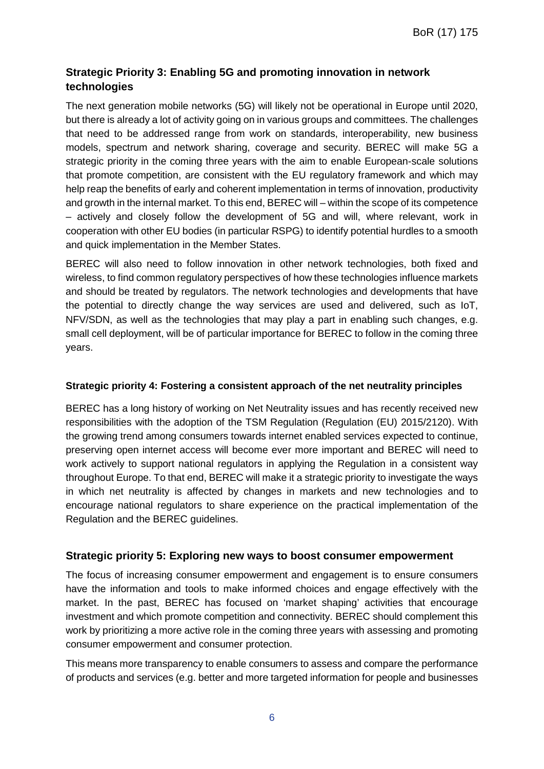### Strategic Priority 3: Enabling 5G and promoting innovation in network technologies

The next generation mobile networks (5G) will likely not be operational in Europe until 2020, but there is already a lot of activity going on in various groups and committees. The challenges that need to be addressed range from work on standards, interoperability, new business models, spectrum and network sharing, coverage and security. BEREC will make 5G a strategic priority in the coming three years with the aim to enable European-scale solutions that promote competition, are consistent with the EU regulatory framework and which may help reap the benefits of early and coherent implementation in terms of innovation, productivity and growth in the internal market. To this end, BEREC will – within the scope of its competence – actively and closely follow the development of 5G and will, where relevant, work in cooperation with other EU bodies (in particular RSPG) to identify potential hurdles to a smooth and quick implementation in the Member States.

BEREC will also need to follow innovation in other network technologies, both fixed and wireless, to find common regulatory perspectives of how these technologies influence markets and should be treated by regulators. The network technologies and developments that have the potential to directly change the way services are used and delivered, such as IoT, NFV/SDN, as well as the technologies that may play a part in enabling such changes, e.g. small cell deployment, will be of particular importance for BEREC to follow in the coming three years.

#### Strategic priority 4: Fostering a consistent approach of the net neutrality principles

BEREC has a long history of working on Net Neutrality issues and has recently received new responsibilities with the adoption of the TSM Regulation (Regulation (EU) 2015/2120). With the growing trend among consumers towards internet enabled services expected to continue, preserving open internet access will become ever more important and BEREC will need to work actively to support national regulators in applying the Regulation in a consistent way throughout Europe. To that end, BEREC will make it a strategic priority to investigate the ways in which net neutrality is affected by changes in markets and new technologies and to encourage national regulators to share experience on the practical implementation of the Regulation and the BEREC guidelines.

### Strategic priority 5: Exploring new ways to boost consumer empowerment

The focus of increasing consumer empowerment and engagement is to ensure consumers have the information and tools to make informed choices and engage effectively with the market. In the past, BEREC has focused on 'market shaping' activities that encourage investment and which promote competition and connectivity. BEREC should complement this work by prioritizing a more active role in the coming three years with assessing and promoting consumer empowerment and consumer protection.

This means more transparency to enable consumers to assess and compare the performance of products and services (e.g. better and more targeted information for people and businesses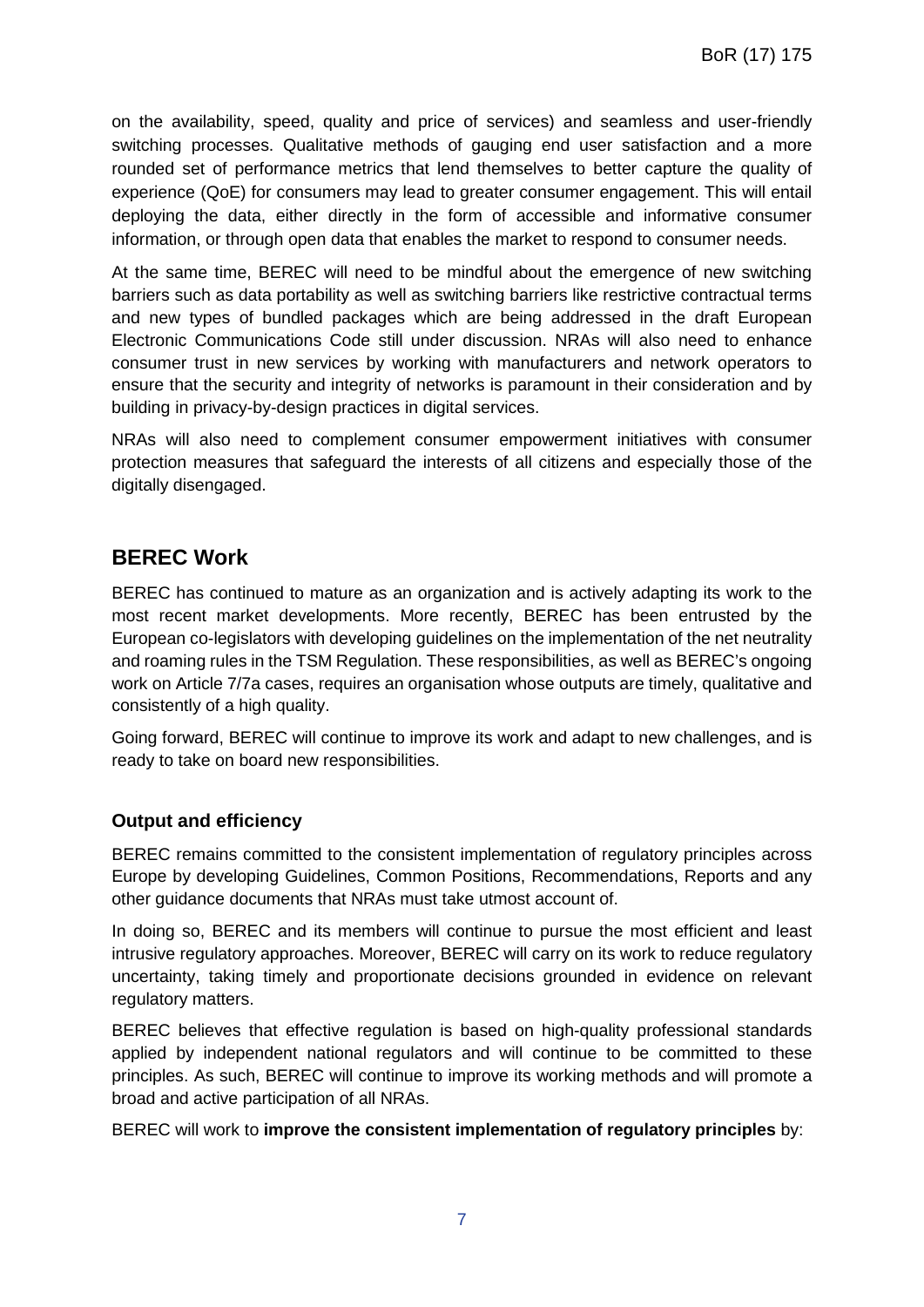on the availability, speed, quality and price of services) and seamless and user-friendly switching processes. Qualitative methods of gauging end user satisfaction and a more rounded set of performance metrics that lend themselves to better capture the quality of experience (QoE) for consumers may lead to greater consumer engagement. This will entail deploying the data, either directly in the form of accessible and informative consumer information, or through open data that enables the market to respond to consumer needs.

At the same time, BEREC will need to be mindful about the emergence of new switching barriers such as data portability as well as switching barriers like restrictive contractual terms and new types of bundled packages which are being addressed in the draft European Electronic Communications Code still under discussion. NRAs will also need to enhance consumer trust in new services by working with manufacturers and network operators to ensure that the security and integrity of networks is paramount in their consideration and by building in privacy-by-design practices in digital services.

NRAs will also need to complement consumer empowerment initiatives with consumer protection measures that safeguard the interests of all citizens and especially those of the digitally disengaged.

## BEREC Work

BEREC has continued to mature as an organization and is actively adapting its work to the most recent market developments. More recently, BEREC has been entrusted by the European co-legislators with developing guidelines on the implementation of the net neutrality and roaming rules in the TSM Regulation. These responsibilities, as well as BEREC's ongoing work on Article 7/7a cases, requires an organisation whose outputs are timely, qualitative and consistently of a high quality.

Going forward, BEREC will continue to improve its work and adapt to new challenges, and is ready to take on board new responsibilities.

### Output and efficiency

BEREC remains committed to the consistent implementation of regulatory principles across Europe by developing Guidelines, Common Positions, Recommendations, Reports and any other guidance documents that NRAs must take utmost account of.

In doing so, BEREC and its members will continue to pursue the most efficient and least intrusive regulatory approaches. Moreover, BEREC will carry on its work to reduce regulatory uncertainty, taking timely and proportionate decisions grounded in evidence on relevant regulatory matters.

BEREC believes that effective regulation is based on high-quality professional standards applied by independent national regulators and will continue to be committed to these principles. As such, BEREC will continue to improve its working methods and will promote a broad and active participation of all NRAs.

BEREC will work to **improve the consistent implementation of regulatory principles** by: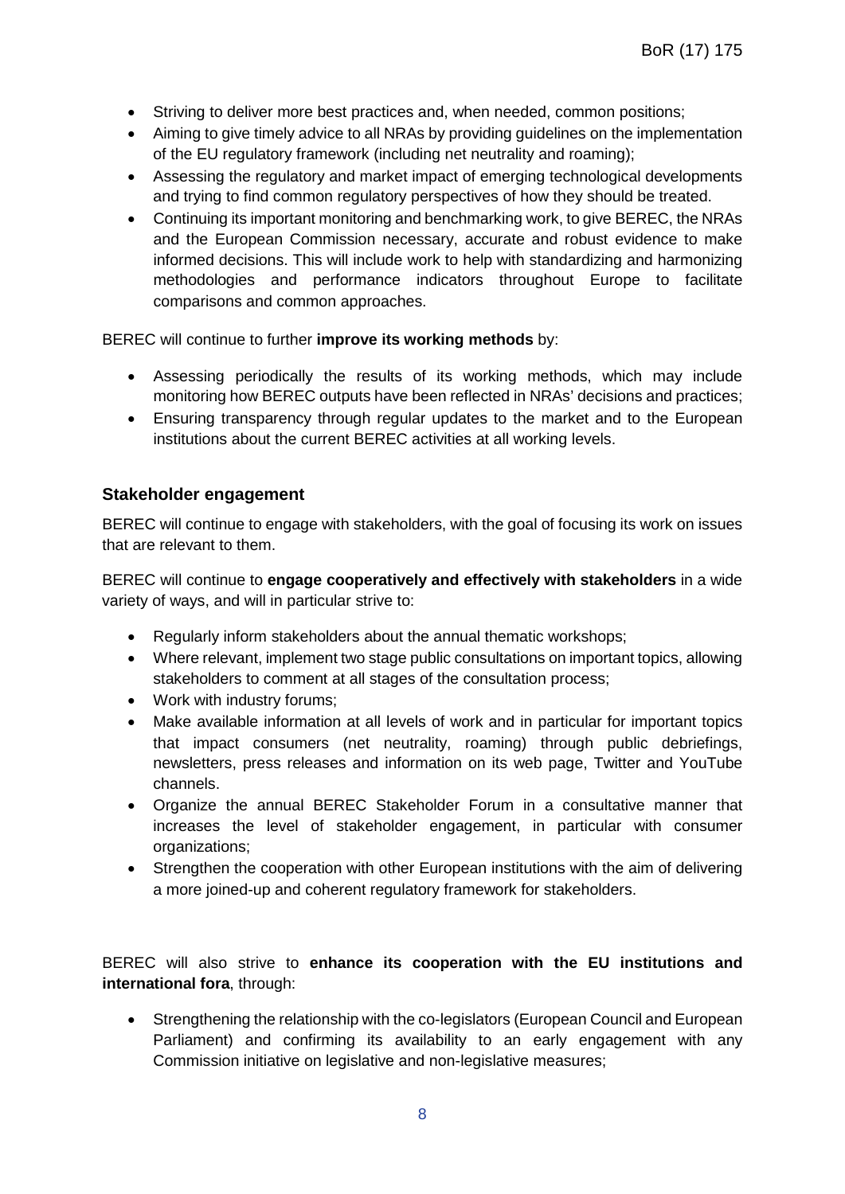- Striving to deliver more best practices and, when needed, common positions;
- Aiming to give timely advice to all NRAs by providing guidelines on the implementation of the EU regulatory framework (including net neutrality and roaming);
- Assessing the regulatory and market impact of emerging technological developments and trying to find common regulatory perspectives of how they should be treated.
- Continuing its important monitoring and benchmarking work, to give BEREC, the NRAs and the European Commission necessary, accurate and robust evidence to make informed decisions. This will include work to help with standardizing and harmonizing methodologies and performance indicators throughout Europe to facilitate comparisons and common approaches.

BEREC will continue to further **improve its working methods** by:

- Assessing periodically the results of its working methods, which may include monitoring how BEREC outputs have been reflected in NRAs' decisions and practices;
- Ensuring transparency through regular updates to the market and to the European institutions about the current BEREC activities at all working levels.

### Stakeholder engagement

BEREC will continue to engage with stakeholders, with the goal of focusing its work on issues that are relevant to them.

BEREC will continue to **engage cooperatively and effectively with stakeholders** in a wide variety of ways, and will in particular strive to:

- Regularly inform stakeholders about the annual thematic workshops;
- Where relevant, implement two stage public consultations on important topics, allowing stakeholders to comment at all stages of the consultation process;
- Work with industry forums;
- Make available information at all levels of work and in particular for important topics that impact consumers (net neutrality, roaming) through public debriefings, newsletters, press releases and information on its web page, Twitter and YouTube channels.
- Organize the annual BEREC Stakeholder Forum in a consultative manner that increases the level of stakeholder engagement, in particular with consumer organizations;
- Strengthen the cooperation with other European institutions with the aim of delivering a more joined-up and coherent regulatory framework for stakeholders.

BEREC will also strive to **enhance its cooperation with the EU institutions and international fora**, through:

- Strengthening the relationship with the co-legislators (European Council and European Parliament) and confirming its availability to an early engagement with any Commission initiative on legislative and non-legislative measures;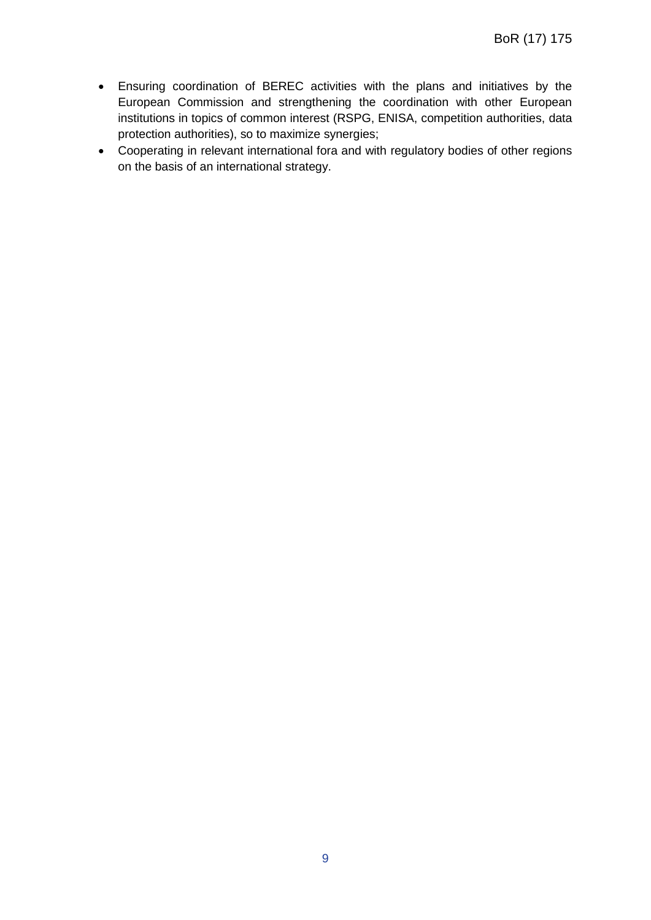- Ensuring coordination of BEREC activities with the plans and initiatives by the European Commission and strengthening the coordination with other European institutions in topics of common interest (RSPG, ENISA, competition authorities, data protection authorities), so to maximize synergies;
- Cooperating in relevant international fora and with regulatory bodies of other regions on the basis of an international strategy.